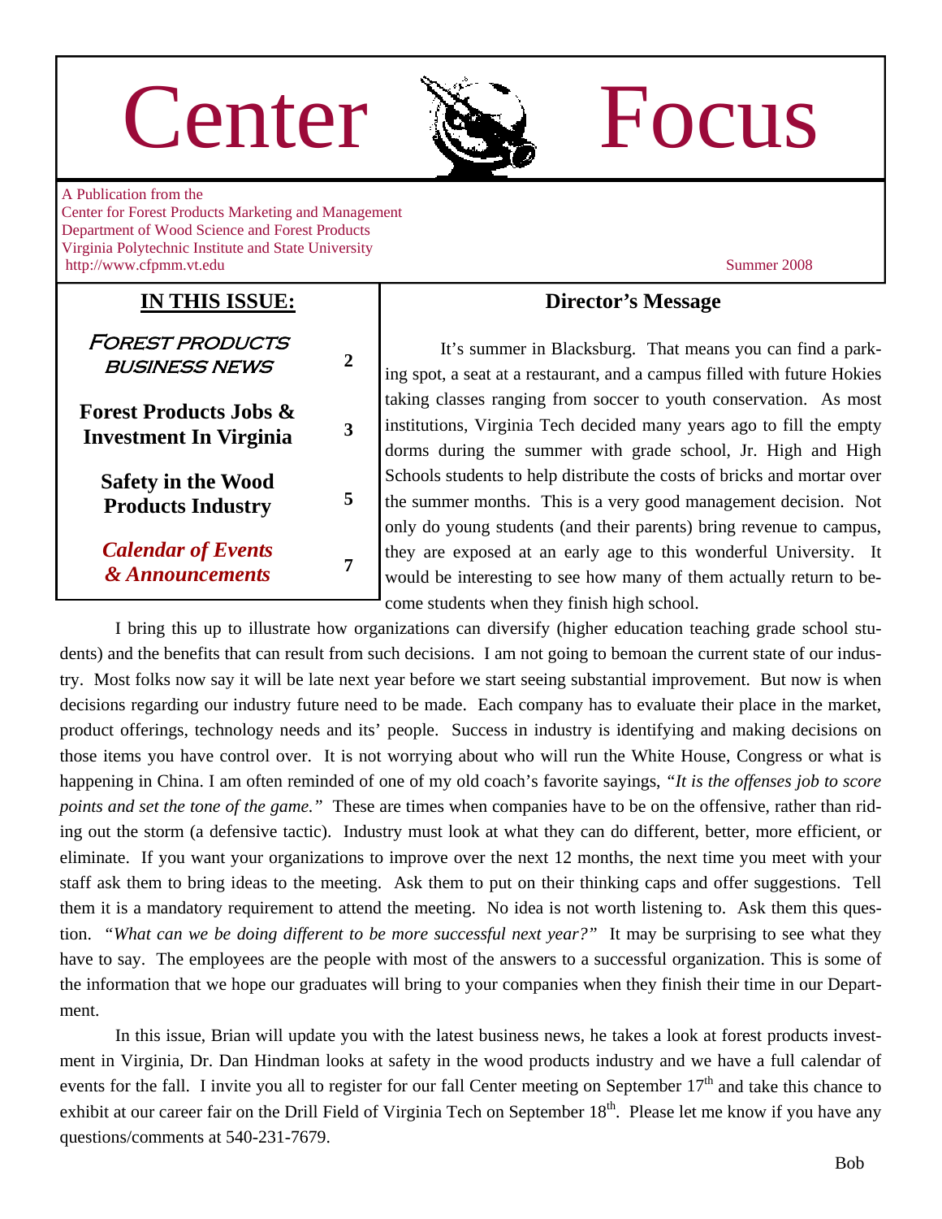# Center Focus

A Publication from the
Center for Forest Products Marketing and Management
Department of Wood Science and Forest Products
Virginia Polytechnic Institute and State University
http://www.cfpmm.vt.edu

Summer 2008

## IN THIS ISSUE:

| | |
|---|---|
| Forest Products Business News | 2 |
| **Forest Products Jobs & Investment In Virginia** | 3 |
| **Safety in the Wood Products Industry** | 5 |
| ***Calendar of Events & Announcements*** | 7 |

## Director's Message

It's summer in Blacksburg. That means you can find a parking spot, a seat at a restaurant, and a campus filled with future Hokies taking classes ranging from soccer to youth conservation. As most institutions, Virginia Tech decided many years ago to fill the empty dorms during the summer with grade school, Jr. High and High Schools students to help distribute the costs of bricks and mortar over the summer months. This is a very good management decision. Not only do young students (and their parents) bring revenue to campus, they are exposed at an early age to this wonderful University. It would be interesting to see how many of them actually return to become students when they finish high school.

I bring this up to illustrate how organizations can diversify (higher education teaching grade school students) and the benefits that can result from such decisions. I am not going to bemoan the current state of our industry. Most folks now say it will be late next year before we start seeing substantial improvement. But now is when decisions regarding our industry future need to be made. Each company has to evaluate their place in the market, product offerings, technology needs and its' people. Success in industry is identifying and making decisions on those items you have control over. It is not worrying about who will run the White House, Congress or what is happening in China. I am often reminded of one of my old coach's favorite sayings, *"It is the offenses job to score points and set the tone of the game."* These are times when companies have to be on the offensive, rather than riding out the storm (a defensive tactic). Industry must look at what they can do different, better, more efficient, or eliminate. If you want your organizations to improve over the next 12 months, the next time you meet with your staff ask them to bring ideas to the meeting. Ask them to put on their thinking caps and offer suggestions. Tell them it is a mandatory requirement to attend the meeting. No idea is not worth listening to. Ask them this question. *"What can we be doing different to be more successful next year?"* It may be surprising to see what they have to say. The employees are the people with most of the answers to a successful organization. This is some of the information that we hope our graduates will bring to your companies when they finish their time in our Department.

In this issue, Brian will update you with the latest business news, he takes a look at forest products investment in Virginia, Dr. Dan Hindman looks at safety in the wood products industry and we have a full calendar of events for the fall. I invite you all to register for our fall Center meeting on September 17th and take this chance to exhibit at our career fair on the Drill Field of Virginia Tech on September 18th. Please let me know if you have any questions/comments at 540-231-7679.

Bob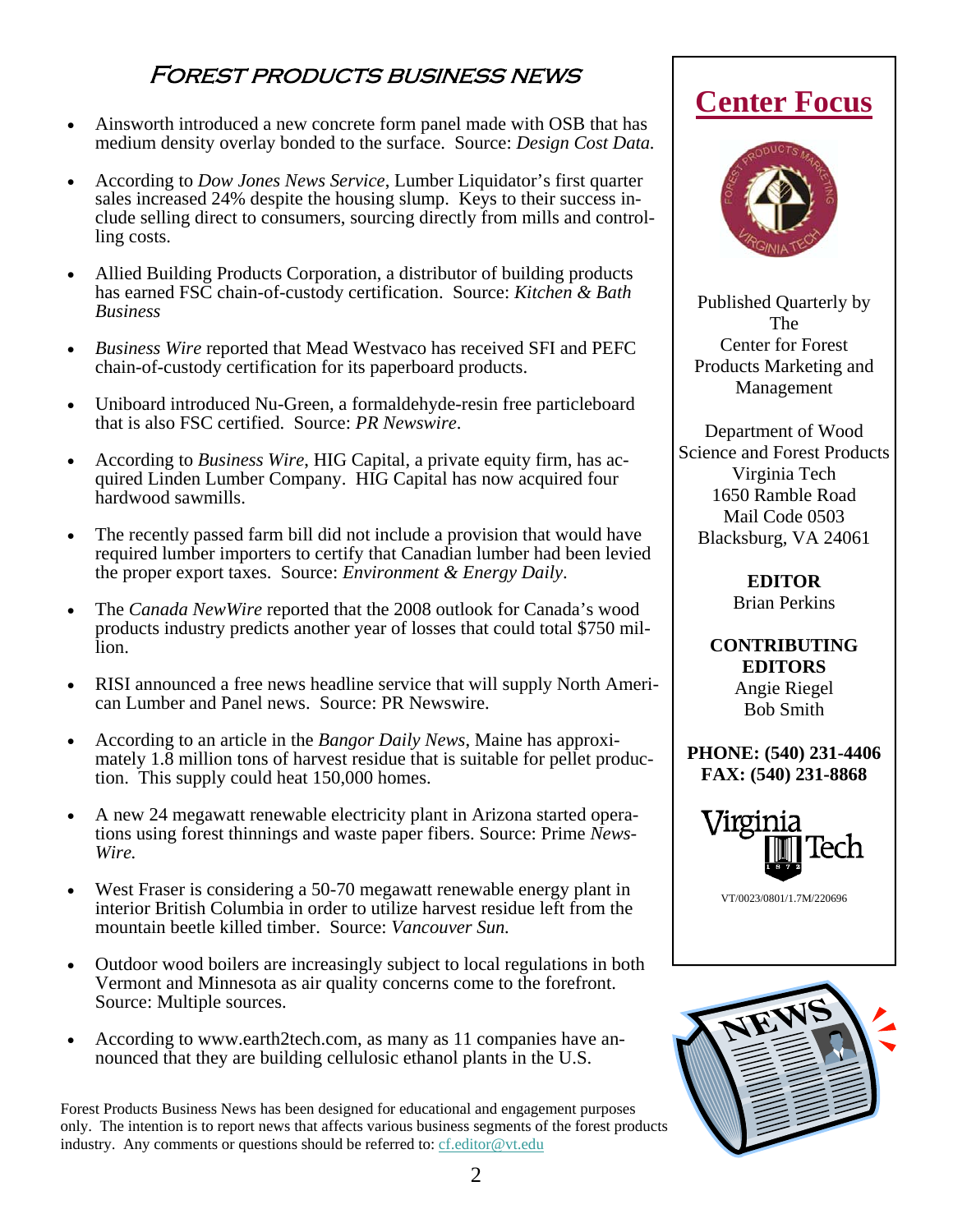# Forest products business news

- Ainsworth introduced a new concrete form panel made with OSB that has medium density overlay bonded to the surface. Source: *Design Cost Data*.
- According to *Dow Jones News Service*, Lumber Liquidator's first quarter sales increased 24% despite the housing slump. Keys to their success include selling direct to consumers, sourcing directly from mills and controlling costs.
- Allied Building Products Corporation, a distributor of building products has earned FSC chain-of-custody certification. Source: *Kitchen & Bath Business*
- *Business Wire* reported that Mead Westvaco has received SFI and PEFC chain-of-custody certification for its paperboard products.
- Uniboard introduced Nu-Green, a formaldehyde-resin free particleboard that is also FSC certified. Source: *PR Newswire*.
- According to *Business Wire*, HIG Capital, a private equity firm, has acquired Linden Lumber Company. HIG Capital has now acquired four hardwood sawmills.
- The recently passed farm bill did not include a provision that would have required lumber importers to certify that Canadian lumber had been levied the proper export taxes. Source: *Environment & Energy Daily*.
- The *Canada NewWire* reported that the 2008 outlook for Canada's wood products industry predicts another year of losses that could total $750 million.
- RISI announced a free news headline service that will supply North American Lumber and Panel news. Source: PR Newswire.
- According to an article in the *Bangor Daily News*, Maine has approximately 1.8 million tons of harvest residue that is suitable for pellet production. This supply could heat 150,000 homes.
- A new 24 megawatt renewable electricity plant in Arizona started operations using forest thinnings and waste paper fibers. Source: Prime *NewsWire.*
- West Fraser is considering a 50-70 megawatt renewable energy plant in interior British Columbia in order to utilize harvest residue left from the mountain beetle killed timber. Source: *Vancouver Sun.*
- Outdoor wood boilers are increasingly subject to local regulations in both Vermont and Minnesota as air quality concerns come to the forefront. Source: Multiple sources.
- According to www.earth2tech.com, as many as 11 companies have announced that they are building cellulosic ethanol plants in the U.S.

Forest Products Business News has been designed for educational and engagement purposes only. The intention is to report news that affects various business segments of the forest products industry. Any comments or questions should be referred to: cf.editor@vt.edu

## Center Focus

Published Quarterly by The Center for Forest Products Marketing and Management

Department of Wood Science and Forest Products
Virginia Tech
1650 Ramble Road
Mail Code 0503
Blacksburg, VA 24061

**EDITOR**
Brian Perkins

**CONTRIBUTING EDITORS**
Angie Riegel
Bob Smith

**PHONE: (540) 231-4406**
**FAX: (540) 231-8868**

VT/0023/0801/1.7M/220696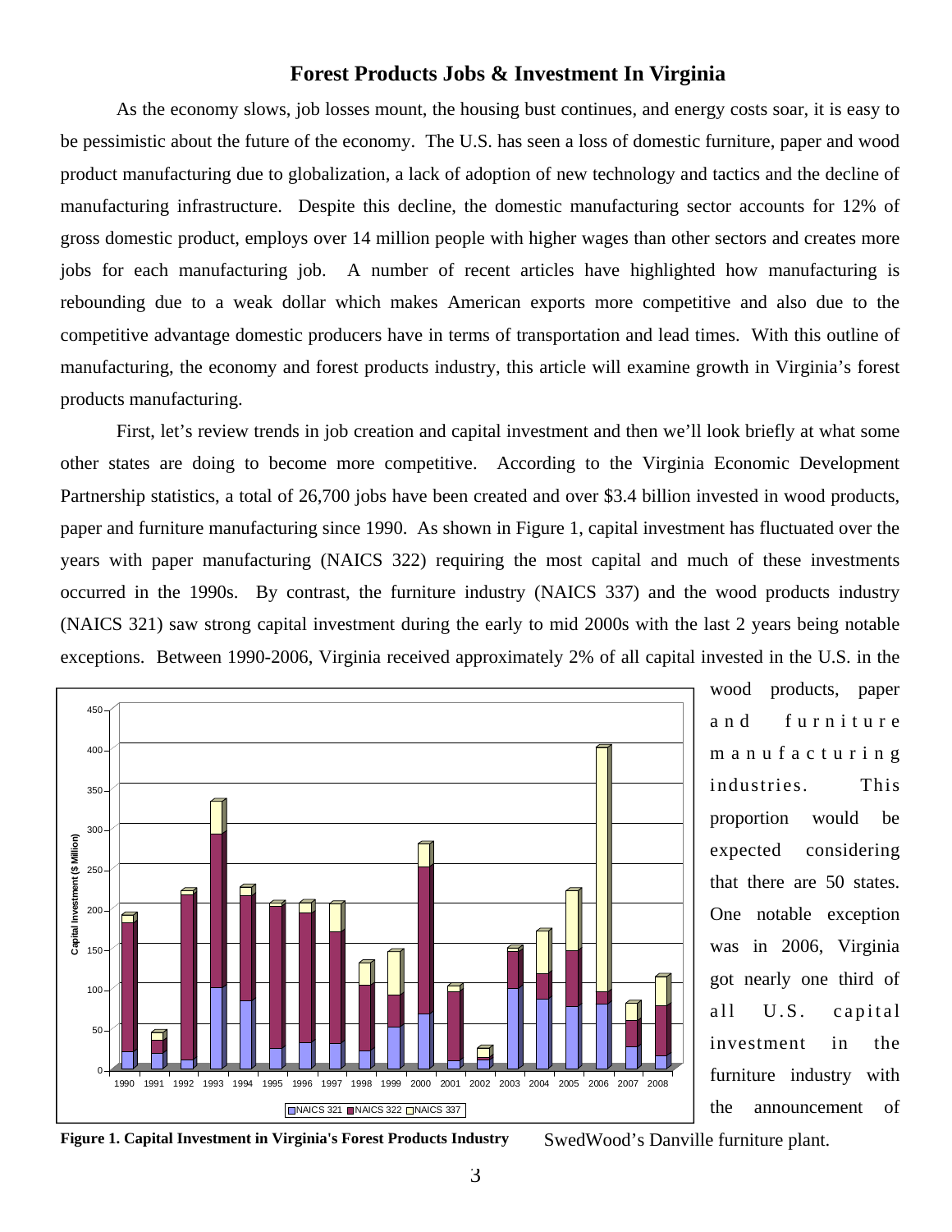## Forest Products Jobs & Investment In Virginia

As the economy slows, job losses mount, the housing bust continues, and energy costs soar, it is easy to be pessimistic about the future of the economy. The U.S. has seen a loss of domestic furniture, paper and wood product manufacturing due to globalization, a lack of adoption of new technology and tactics and the decline of manufacturing infrastructure. Despite this decline, the domestic manufacturing sector accounts for 12% of gross domestic product, employs over 14 million people with higher wages than other sectors and creates more jobs for each manufacturing job. A number of recent articles have highlighted how manufacturing is rebounding due to a weak dollar which makes American exports more competitive and also due to the competitive advantage domestic producers have in terms of transportation and lead times. With this outline of manufacturing, the economy and forest products industry, this article will examine growth in Virginia's forest products manufacturing.

First, let's review trends in job creation and capital investment and then we'll look briefly at what some other states are doing to become more competitive. According to the Virginia Economic Development Partnership statistics, a total of 26,700 jobs have been created and over $3.4 billion invested in wood products, paper and furniture manufacturing since 1990. As shown in Figure 1, capital investment has fluctuated over the years with paper manufacturing (NAICS 322) requiring the most capital and much of these investments occurred in the 1990s. By contrast, the furniture industry (NAICS 337) and the wood products industry (NAICS 321) saw strong capital investment during the early to mid 2000s with the last 2 years being notable exceptions. Between 1990-2006, Virginia received approximately 2% of all capital invested in the U.S. in the wood products, paper and furniture manufacturing industries. This proportion would be expected considering that there are 50 states. One notable exception was in 2006, Virginia got nearly one third of all U.S. capital investment in the furniture industry with the announcement of SwedWood's Danville furniture plant.

**Figure 1. Capital Investment in Virginia's Forest Products Industry**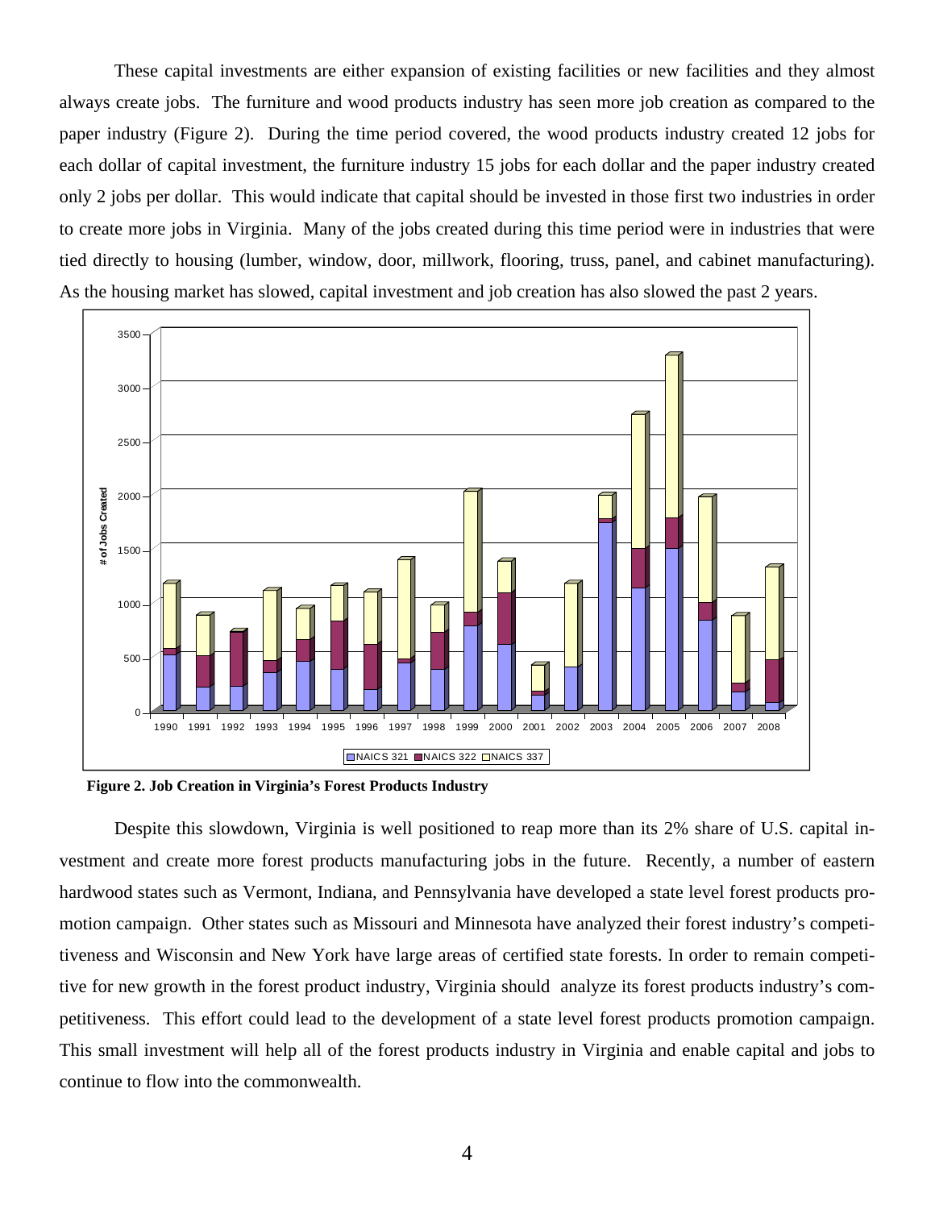These capital investments are either expansion of existing facilities or new facilities and they almost always create jobs. The furniture and wood products industry has seen more job creation as compared to the paper industry (Figure 2). During the time period covered, the wood products industry created 12 jobs for each dollar of capital investment, the furniture industry 15 jobs for each dollar and the paper industry created only 2 jobs per dollar. This would indicate that capital should be invested in those first two industries in order to create more jobs in Virginia. Many of the jobs created during this time period were in industries that were tied directly to housing (lumber, window, door, millwork, flooring, truss, panel, and cabinet manufacturing). As the housing market has slowed, capital investment and job creation has also slowed the past 2 years.

**Figure 2. Job Creation in Virginia's Forest Products Industry**

Despite this slowdown, Virginia is well positioned to reap more than its 2% share of U.S. capital investment and create more forest products manufacturing jobs in the future. Recently, a number of eastern hardwood states such as Vermont, Indiana, and Pennsylvania have developed a state level forest products promotion campaign. Other states such as Missouri and Minnesota have analyzed their forest industry's competitiveness and Wisconsin and New York have large areas of certified state forests. In order to remain competitive for new growth in the forest product industry, Virginia should analyze its forest products industry's competitiveness. This effort could lead to the development of a state level forest products promotion campaign. This small investment will help all of the forest products industry in Virginia and enable capital and jobs to continue to flow into the commonwealth.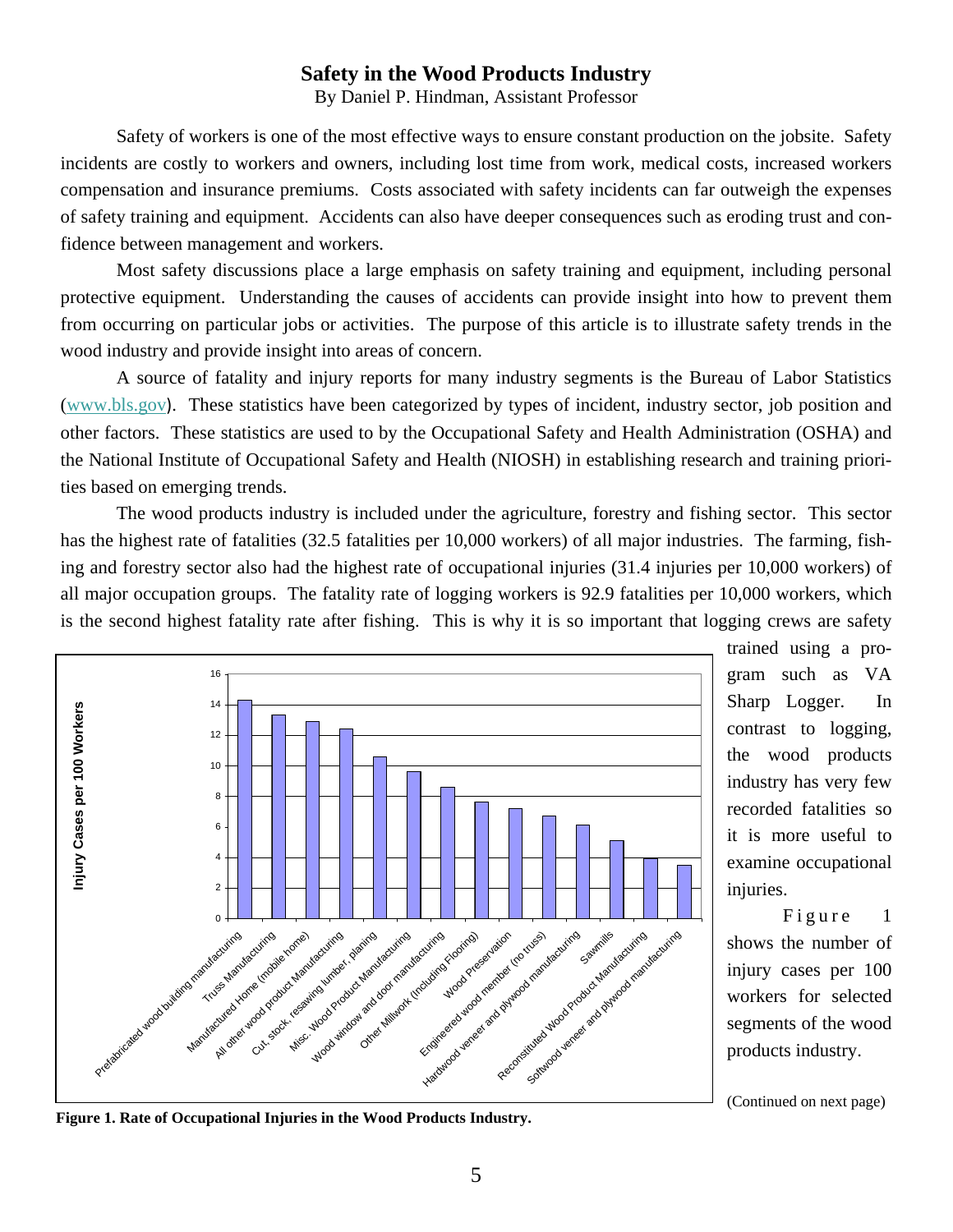# Safety in the Wood Products Industry

By Daniel P. Hindman, Assistant Professor

Safety of workers is one of the most effective ways to ensure constant production on the jobsite. Safety incidents are costly to workers and owners, including lost time from work, medical costs, increased workers compensation and insurance premiums. Costs associated with safety incidents can far outweigh the expenses of safety training and equipment. Accidents can also have deeper consequences such as eroding trust and confidence between management and workers.

Most safety discussions place a large emphasis on safety training and equipment, including personal protective equipment. Understanding the causes of accidents can provide insight into how to prevent them from occurring on particular jobs or activities. The purpose of this article is to illustrate safety trends in the wood industry and provide insight into areas of concern.

A source of fatality and injury reports for many industry segments is the Bureau of Labor Statistics (www.bls.gov). These statistics have been categorized by types of incident, industry sector, job position and other factors. These statistics are used to by the Occupational Safety and Health Administration (OSHA) and the National Institute of Occupational Safety and Health (NIOSH) in establishing research and training priorities based on emerging trends.

The wood products industry is included under the agriculture, forestry and fishing sector. This sector has the highest rate of fatalities (32.5 fatalities per 10,000 workers) of all major industries. The farming, fishing and forestry sector also had the highest rate of occupational injuries (31.4 injuries per 10,000 workers) of all major occupation groups. The fatality rate of logging workers is 92.9 fatalities per 10,000 workers, which is the second highest fatality rate after fishing. This is why it is so important that logging crews are safety trained using a program such as VA Sharp Logger. In contrast to logging, the wood products industry has very few recorded fatalities so it is more useful to examine occupational injuries.

Figure 1 shows the number of injury cases per 100 workers for selected segments of the wood products industry.

| Industry segment | Injury Cases per 100 Workers (approx.) |
|---|---|
| Prefabricated wood building manufacturing | 14.3 |
| Truss Manufacturing | 13.3 |
| Manufactured Home (mobile home) | 12.9 |
| All other wood product Manufacturing | 12.4 |
| Cut, stock, resawing lumber, planing | 10.6 |
| Misc. Wood Product Manufacturing | 9.6 |
| Wood window and door manufacturing | 8.6 |
| Other Millwork (including Flooring) | 7.6 |
| Wood Preservation | 7.2 |
| Engineered wood member (no truss) | 6.7 |
| Hardwood veneer and plywood manufacturing | 6.1 |
| Sawmills | 5.1 |
| Reconstituted Wood Product Manufacturing | 3.9 |
| Softwood veneer and plywood manufacturing | 3.5 |

**Figure 1. Rate of Occupational Injuries in the Wood Products Industry.**

(Continued on next page)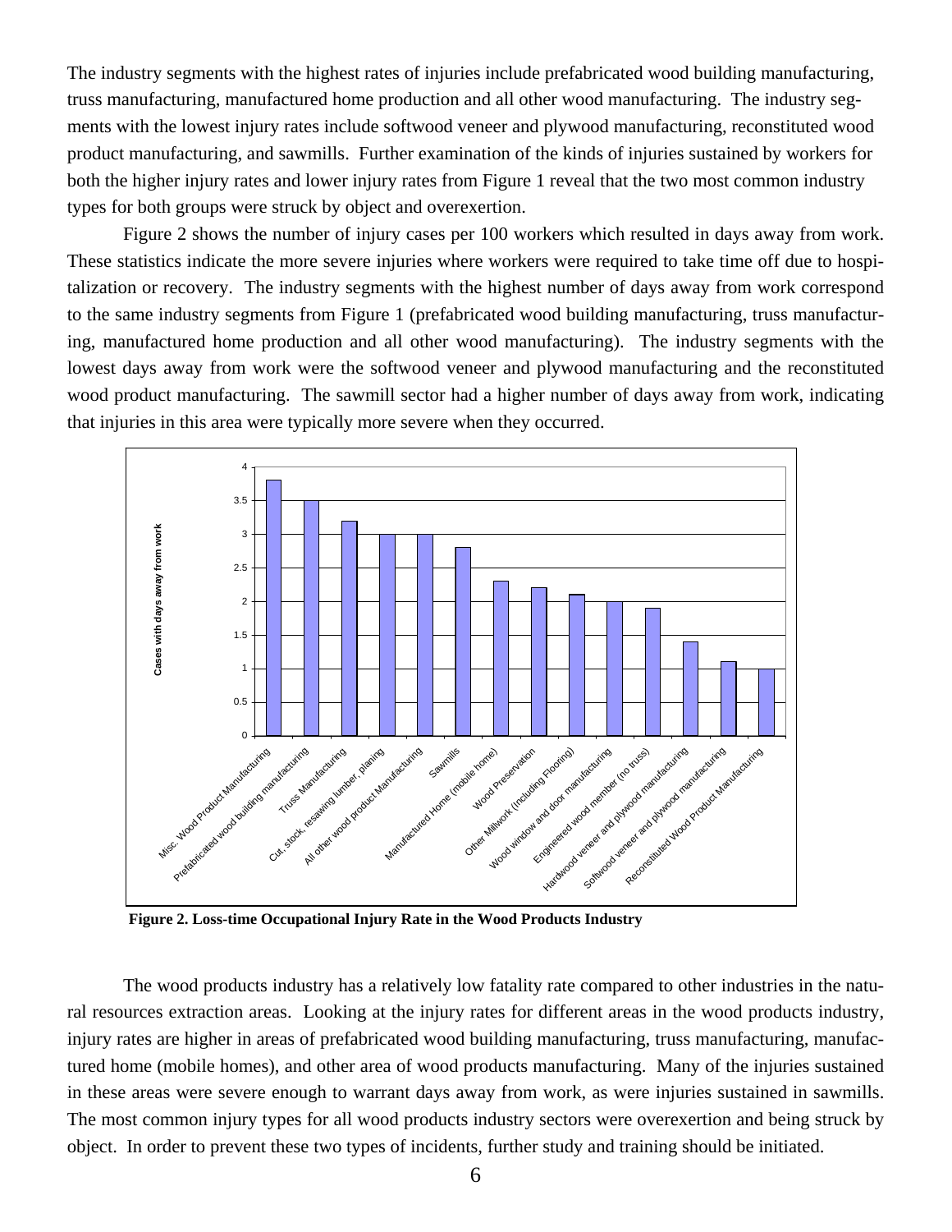The industry segments with the highest rates of injuries include prefabricated wood building manufacturing, truss manufacturing, manufactured home production and all other wood manufacturing. The industry segments with the lowest injury rates include softwood veneer and plywood manufacturing, reconstituted wood product manufacturing, and sawmills. Further examination of the kinds of injuries sustained by workers for both the higher injury rates and lower injury rates from Figure 1 reveal that the two most common industry types for both groups were struck by object and overexertion.

Figure 2 shows the number of injury cases per 100 workers which resulted in days away from work. These statistics indicate the more severe injuries where workers were required to take time off due to hospitalization or recovery. The industry segments with the highest number of days away from work correspond to the same industry segments from Figure 1 (prefabricated wood building manufacturing, truss manufacturing, manufactured home production and all other wood manufacturing). The industry segments with the lowest days away from work were the softwood veneer and plywood manufacturing and the reconstituted wood product manufacturing. The sawmill sector had a higher number of days away from work, indicating that injuries in this area were typically more severe when they occurred.

| Industry segment | Cases with days away from work |
|---|---|
| Misc. Wood Product Manufacturing | 3.8 |
| Prefabricated wood building manufacturing | 3.5 |
| Truss Manufacturing | 3.2 |
| Cut, stock, resawing lumber, planing | 3 |
| All other wood product Manufacturing | 3 |
| Sawmills | 2.8 |
| Manufactured Home (mobile home) | 2.3 |
| Wood Preservation | 2.2 |
| Other Millwork (including Flooring) | 2.1 |
| Wood window and door manufacturing | 2 |
| Engineered wood member (no truss) | 1.9 |
| Hardwood veneer and plywood manufacturing | 1.4 |
| Softwood veneer and plywood manufacturing | 1.1 |
| Reconstituted Wood Product Manufacturing | 1 |

**Figure 2. Loss-time Occupational Injury Rate in the Wood Products Industry**

The wood products industry has a relatively low fatality rate compared to other industries in the natural resources extraction areas. Looking at the injury rates for different areas in the wood products industry, injury rates are higher in areas of prefabricated wood building manufacturing, truss manufacturing, manufactured home (mobile homes), and other area of wood products manufacturing. Many of the injuries sustained in these areas were severe enough to warrant days away from work, as were injuries sustained in sawmills. The most common injury types for all wood products industry sectors were overexertion and being struck by object. In order to prevent these two types of incidents, further study and training should be initiated.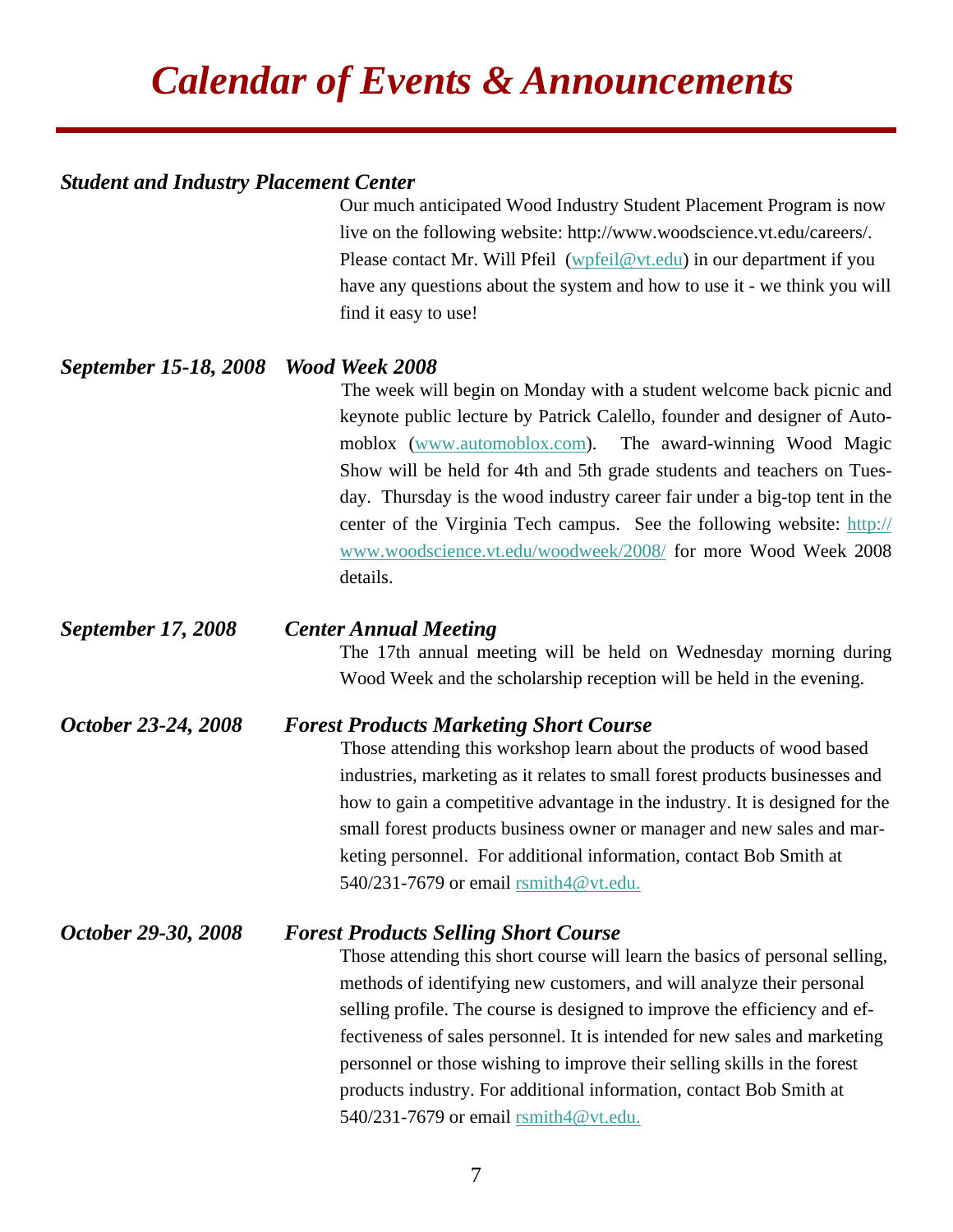# Calendar of Events & Announcements

***Student and Industry Placement Center***

Our much anticipated Wood Industry Student Placement Program is now live on the following website: http://www.woodscience.vt.edu/careers/. Please contact Mr. Will Pfeil (wpfeil@vt.edu) in our department if you have any questions about the system and how to use it - we think you will find it easy to use!

***September 15-18, 2008 — Wood Week 2008***

The week will begin on Monday with a student welcome back picnic and keynote public lecture by Patrick Calello, founder and designer of Automoblox (www.automoblox.com). The award-winning Wood Magic Show will be held for 4th and 5th grade students and teachers on Tuesday. Thursday is the wood industry career fair under a big-top tent in the center of the Virginia Tech campus. See the following website: http://www.woodscience.vt.edu/woodweek/2008/ for more Wood Week 2008 details.

***September 17, 2008 — Center Annual Meeting***

The 17th annual meeting will be held on Wednesday morning during Wood Week and the scholarship reception will be held in the evening.

***October 23-24, 2008 — Forest Products Marketing Short Course***

Those attending this workshop learn about the products of wood based industries, marketing as it relates to small forest products businesses and how to gain a competitive advantage in the industry. It is designed for the small forest products business owner or manager and new sales and marketing personnel. For additional information, contact Bob Smith at 540/231-7679 or email rsmith4@vt.edu.

***October 29-30, 2008 — Forest Products Selling Short Course***

Those attending this short course will learn the basics of personal selling, methods of identifying new customers, and will analyze their personal selling profile. The course is designed to improve the efficiency and effectiveness of sales personnel. It is intended for new sales and marketing personnel or those wishing to improve their selling skills in the forest products industry. For additional information, contact Bob Smith at 540/231-7679 or email rsmith4@vt.edu.